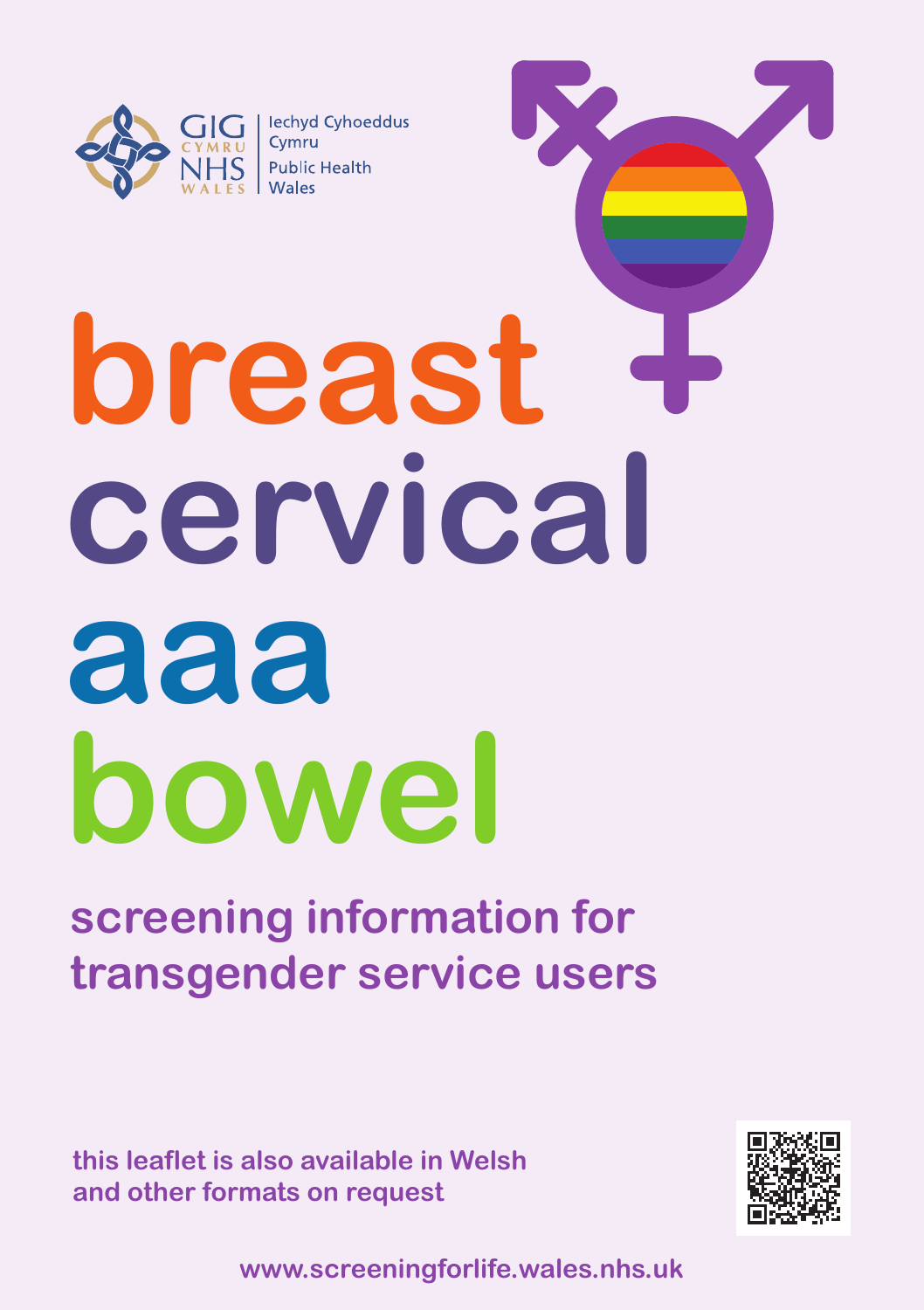GIG CYMRU NHS WALES | Iechyd Cyhoeddus Cymru | Public Health Wales

# breast
# cervical
# aaa
# bowel

## screening information for transgender service users

**this leaflet is also available in Welsh and other formats on request**

**www.screeningforlife.wales.nhs.uk**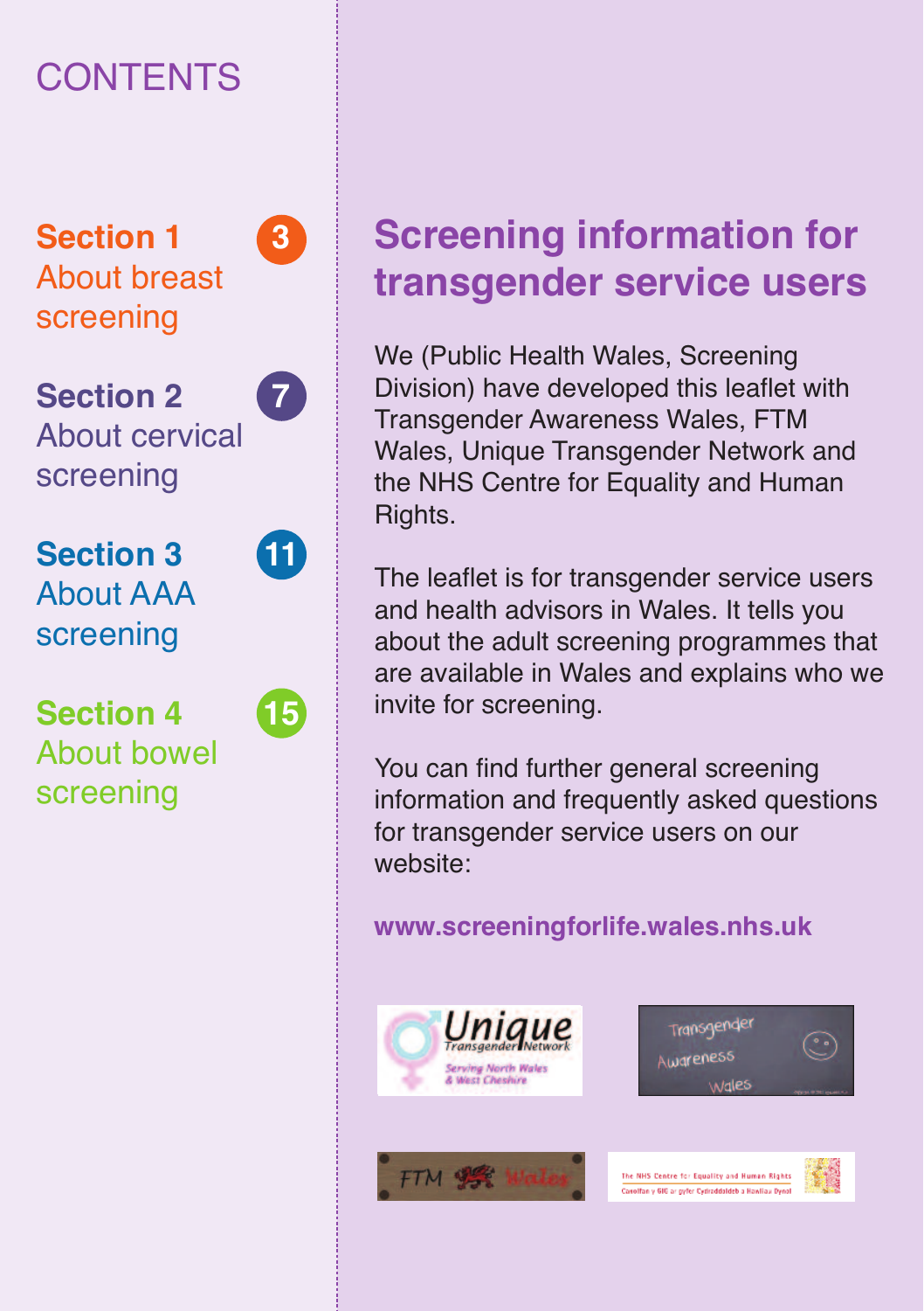# CONTENTS

**Section 1** About breast screening — 3

**Section 2** About cervical screening — 7

**Section 3** About AAA screening — 11

**Section 4** About bowel screening — 15

## Screening information for transgender service users

We (Public Health Wales, Screening Division) have developed this leaflet with Transgender Awareness Wales, FTM Wales, Unique Transgender Network and the NHS Centre for Equality and Human Rights.

The leaflet is for transgender service users and health advisors in Wales. It tells you about the adult screening programmes that are available in Wales and explains who we invite for screening.

You can find further general screening information and frequently asked questions for transgender service users on our website:

**www.screeningforlife.wales.nhs.uk**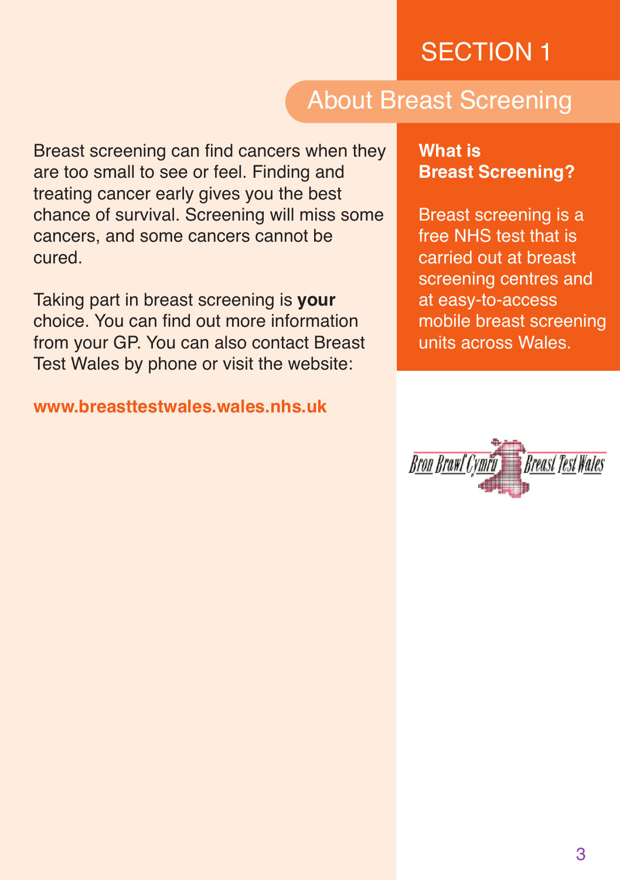# SECTION 1

## About Breast Screening

Breast screening can find cancers when they are too small to see or feel. Finding and treating cancer early gives you the best chance of survival. Screening will miss some cancers, and some cancers cannot be cured.

Taking part in breast screening is **your** choice. You can find out more information from your GP. You can also contact Breast Test Wales by phone or visit the website:

**www.breasttestwales.wales.nhs.uk**

**What is Breast Screening?**

Breast screening is a free NHS test that is carried out at breast screening centres and at easy-to-access mobile breast screening units across Wales.

Bron Brawf Cymru Breast Test Wales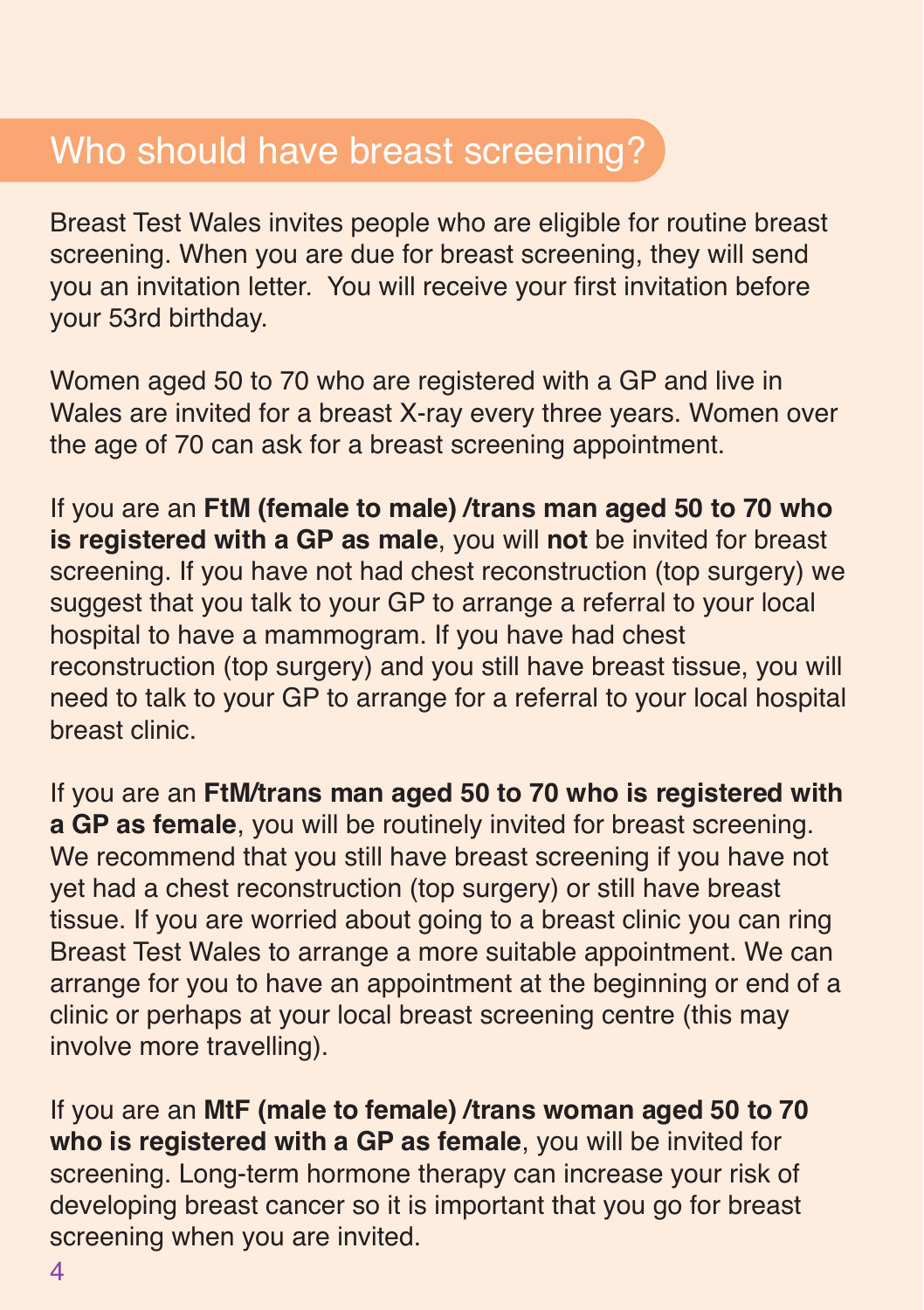## Who should have breast screening?

Breast Test Wales invites people who are eligible for routine breast screening. When you are due for breast screening, they will send you an invitation letter. You will receive your first invitation before your 53rd birthday.

Women aged 50 to 70 who are registered with a GP and live in Wales are invited for a breast X-ray every three years. Women over the age of 70 can ask for a breast screening appointment.

If you are an **FtM (female to male) /trans man aged 50 to 70 who is registered with a GP as male**, you will **not** be invited for breast screening. If you have not had chest reconstruction (top surgery) we suggest that you talk to your GP to arrange a referral to your local hospital to have a mammogram. If you have had chest reconstruction (top surgery) and you still have breast tissue, you will need to talk to your GP to arrange for a referral to your local hospital breast clinic.

If you are an **FtM/trans man aged 50 to 70 who is registered with a GP as female**, you will be routinely invited for breast screening. We recommend that you still have breast screening if you have not yet had a chest reconstruction (top surgery) or still have breast tissue. If you are worried about going to a breast clinic you can ring Breast Test Wales to arrange a more suitable appointment. We can arrange for you to have an appointment at the beginning or end of a clinic or perhaps at your local breast screening centre (this may involve more travelling).

If you are an **MtF (male to female) /trans woman aged 50 to 70 who is registered with a GP as female**, you will be invited for screening. Long-term hormone therapy can increase your risk of developing breast cancer so it is important that you go for breast screening when you are invited.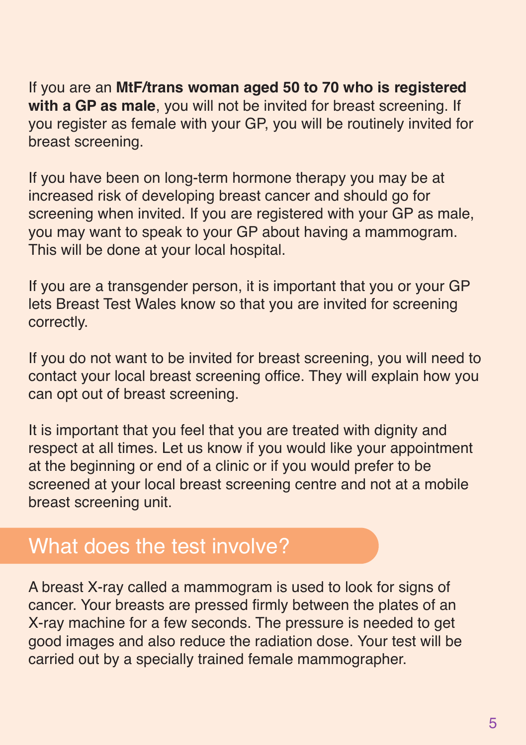If you are an **MtF/trans woman aged 50 to 70 who is registered with a GP as male**, you will not be invited for breast screening. If you register as female with your GP, you will be routinely invited for breast screening.

If you have been on long-term hormone therapy you may be at increased risk of developing breast cancer and should go for screening when invited. If you are registered with your GP as male, you may want to speak to your GP about having a mammogram. This will be done at your local hospital.

If you are a transgender person, it is important that you or your GP lets Breast Test Wales know so that you are invited for screening correctly.

If you do not want to be invited for breast screening, you will need to contact your local breast screening office. They will explain how you can opt out of breast screening.

It is important that you feel that you are treated with dignity and respect at all times. Let us know if you would like your appointment at the beginning or end of a clinic or if you would prefer to be screened at your local breast screening centre and not at a mobile breast screening unit.

## What does the test involve?

A breast X-ray called a mammogram is used to look for signs of cancer. Your breasts are pressed firmly between the plates of an X-ray machine for a few seconds. The pressure is needed to get good images and also reduce the radiation dose. Your test will be carried out by a specially trained female mammographer.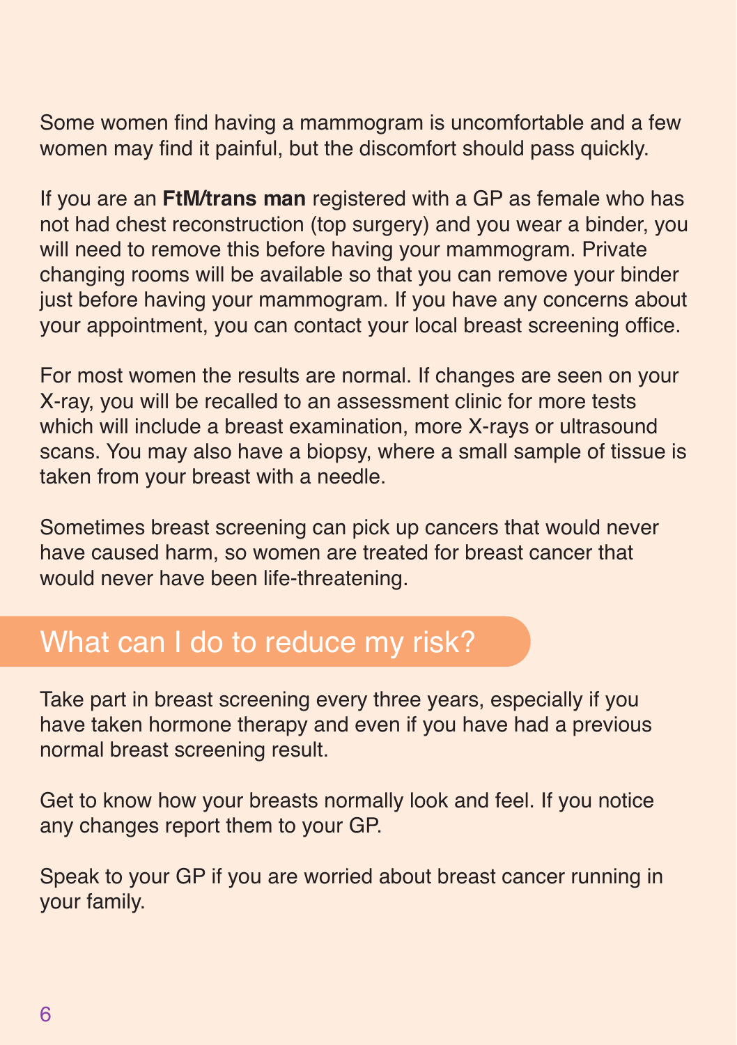Some women find having a mammogram is uncomfortable and a few women may find it painful, but the discomfort should pass quickly.

If you are an **FtM/trans man** registered with a GP as female who has not had chest reconstruction (top surgery) and you wear a binder, you will need to remove this before having your mammogram. Private changing rooms will be available so that you can remove your binder just before having your mammogram. If you have any concerns about your appointment, you can contact your local breast screening office.

For most women the results are normal. If changes are seen on your X-ray, you will be recalled to an assessment clinic for more tests which will include a breast examination, more X-rays or ultrasound scans. You may also have a biopsy, where a small sample of tissue is taken from your breast with a needle.

Sometimes breast screening can pick up cancers that would never have caused harm, so women are treated for breast cancer that would never have been life-threatening.

## What can I do to reduce my risk?

Take part in breast screening every three years, especially if you have taken hormone therapy and even if you have had a previous normal breast screening result.

Get to know how your breasts normally look and feel. If you notice any changes report them to your GP.

Speak to your GP if you are worried about breast cancer running in your family.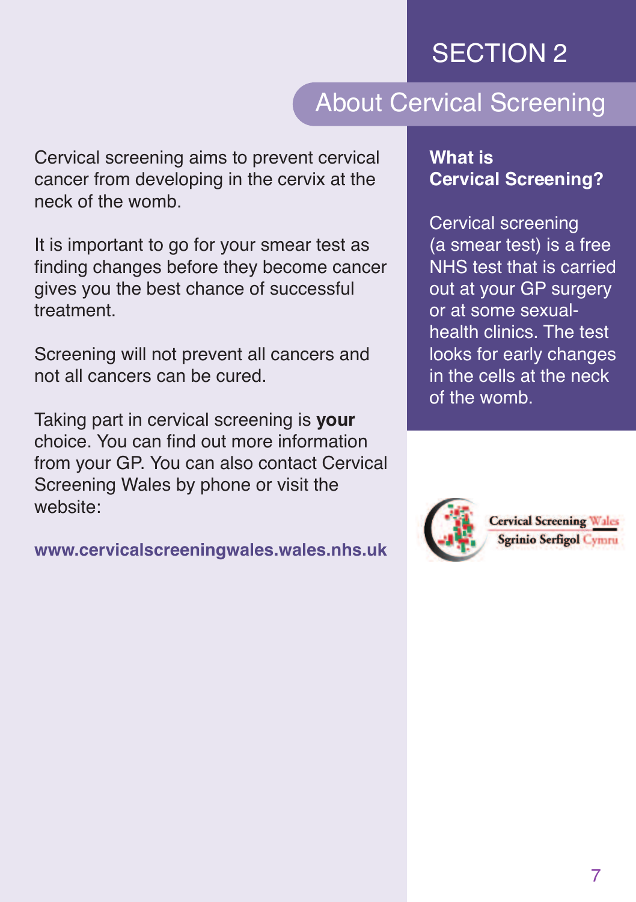# SECTION 2

## About Cervical Screening

Cervical screening aims to prevent cervical cancer from developing in the cervix at the neck of the womb.

It is important to go for your smear test as finding changes before they become cancer gives you the best chance of successful treatment.

Screening will not prevent all cancers and not all cancers can be cured.

Taking part in cervical screening is **your** choice. You can find out more information from your GP. You can also contact Cervical Screening Wales by phone or visit the website:

**www.cervicalscreeningwales.wales.nhs.uk**

### What is Cervical Screening?

Cervical screening (a smear test) is a free NHS test that is carried out at your GP surgery or at some sexual-health clinics. The test looks for early changes in the cells at the neck of the womb.

Cervical Screening Wales
Sgrinio Serfigol Cymru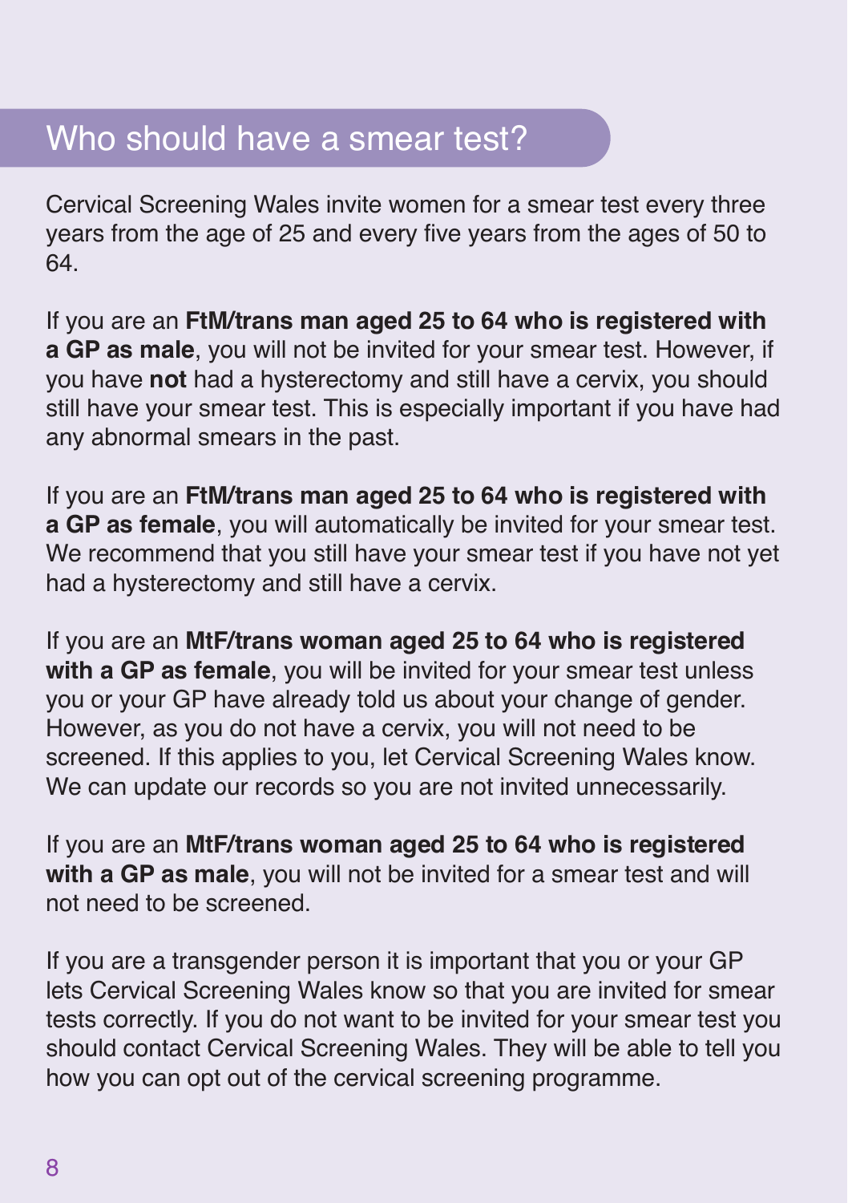## Who should have a smear test?

Cervical Screening Wales invite women for a smear test every three years from the age of 25 and every five years from the ages of 50 to 64.

If you are an **FtM/trans man aged 25 to 64 who is registered with a GP as male**, you will not be invited for your smear test. However, if you have **not** had a hysterectomy and still have a cervix, you should still have your smear test. This is especially important if you have had any abnormal smears in the past.

If you are an **FtM/trans man aged 25 to 64 who is registered with a GP as female**, you will automatically be invited for your smear test. We recommend that you still have your smear test if you have not yet had a hysterectomy and still have a cervix.

If you are an **MtF/trans woman aged 25 to 64 who is registered with a GP as female**, you will be invited for your smear test unless you or your GP have already told us about your change of gender. However, as you do not have a cervix, you will not need to be screened. If this applies to you, let Cervical Screening Wales know. We can update our records so you are not invited unnecessarily.

If you are an **MtF/trans woman aged 25 to 64 who is registered with a GP as male**, you will not be invited for a smear test and will not need to be screened.

If you are a transgender person it is important that you or your GP lets Cervical Screening Wales know so that you are invited for smear tests correctly. If you do not want to be invited for your smear test you should contact Cervical Screening Wales. They will be able to tell you how you can opt out of the cervical screening programme.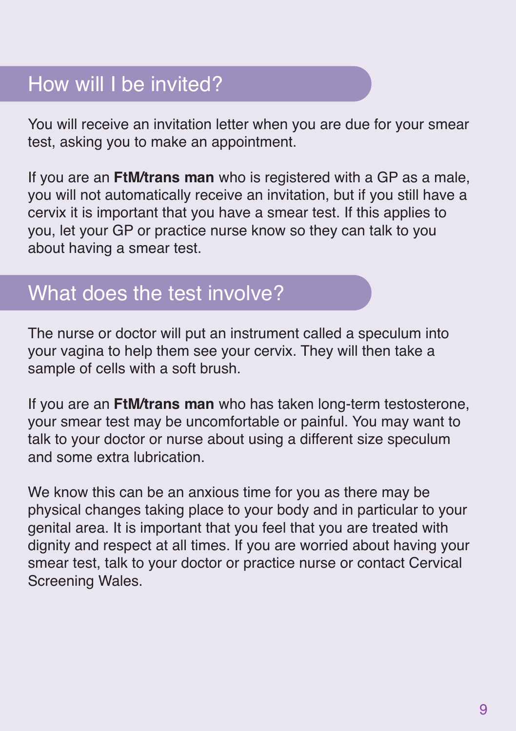## How will I be invited?

You will receive an invitation letter when you are due for your smear test, asking you to make an appointment.

If you are an **FtM/trans man** who is registered with a GP as a male, you will not automatically receive an invitation, but if you still have a cervix it is important that you have a smear test. If this applies to you, let your GP or practice nurse know so they can talk to you about having a smear test.

## What does the test involve?

The nurse or doctor will put an instrument called a speculum into your vagina to help them see your cervix. They will then take a sample of cells with a soft brush.

If you are an **FtM/trans man** who has taken long-term testosterone, your smear test may be uncomfortable or painful. You may want to talk to your doctor or nurse about using a different size speculum and some extra lubrication.

We know this can be an anxious time for you as there may be physical changes taking place to your body and in particular to your genital area. It is important that you feel that you are treated with dignity and respect at all times. If you are worried about having your smear test, talk to your doctor or practice nurse or contact Cervical Screening Wales.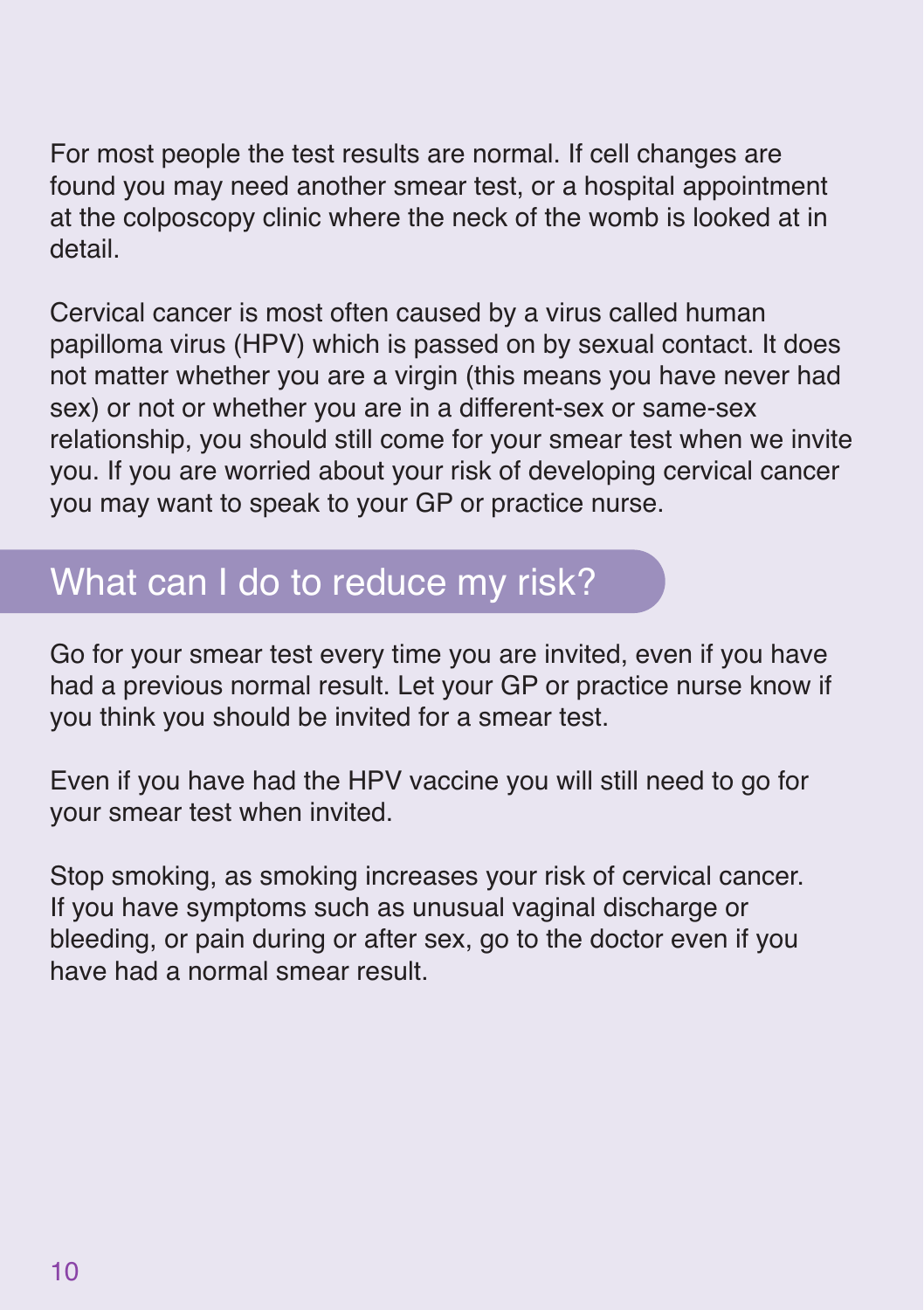For most people the test results are normal. If cell changes are found you may need another smear test, or a hospital appointment at the colposcopy clinic where the neck of the womb is looked at in detail.

Cervical cancer is most often caused by a virus called human papilloma virus (HPV) which is passed on by sexual contact. It does not matter whether you are a virgin (this means you have never had sex) or not or whether you are in a different-sex or same-sex relationship, you should still come for your smear test when we invite you. If you are worried about your risk of developing cervical cancer you may want to speak to your GP or practice nurse.

## What can I do to reduce my risk?

Go for your smear test every time you are invited, even if you have had a previous normal result. Let your GP or practice nurse know if you think you should be invited for a smear test.

Even if you have had the HPV vaccine you will still need to go for your smear test when invited.

Stop smoking, as smoking increases your risk of cervical cancer. If you have symptoms such as unusual vaginal discharge or bleeding, or pain during or after sex, go to the doctor even if you have had a normal smear result.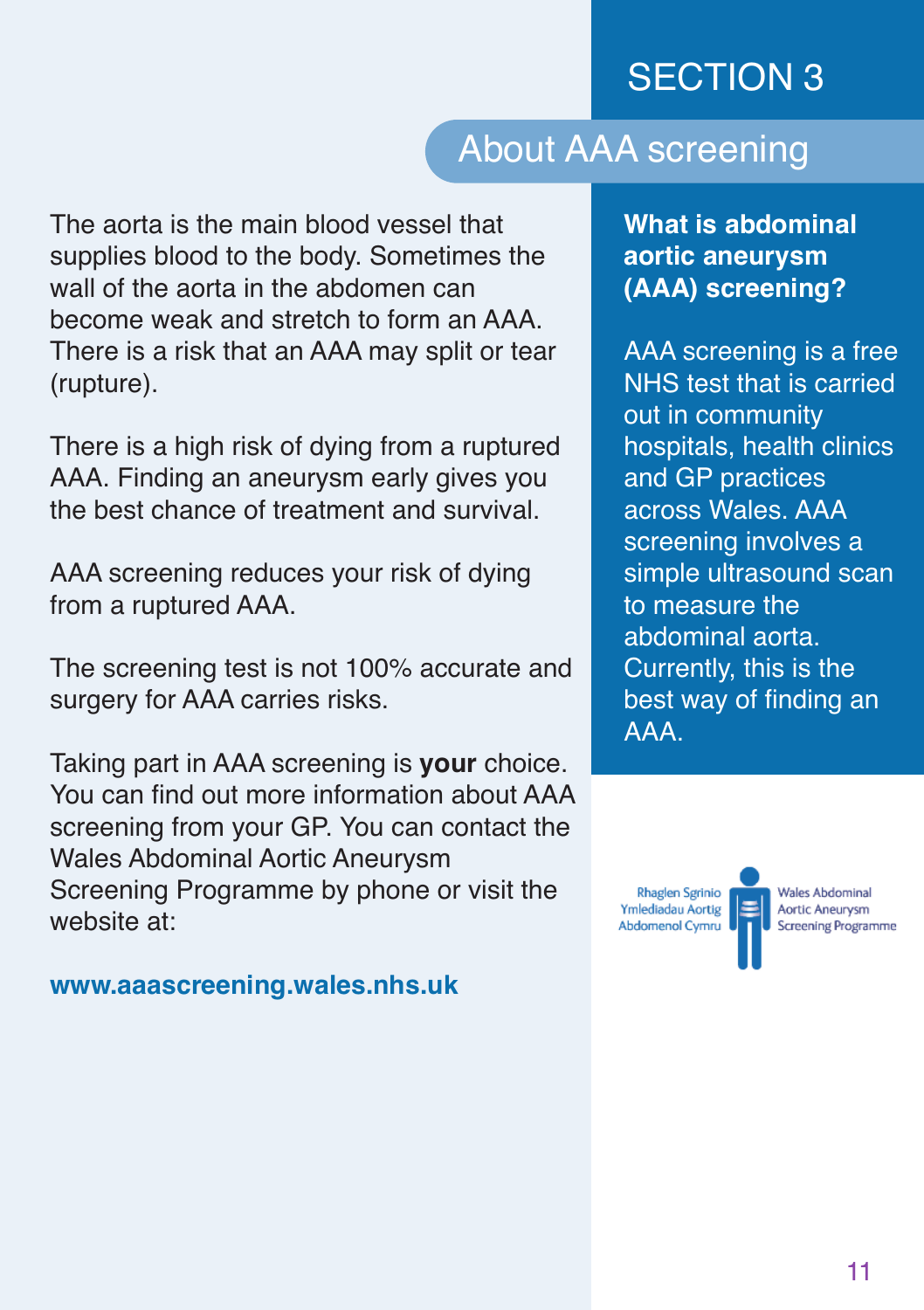# SECTION 3

## About AAA screening

The aorta is the main blood vessel that supplies blood to the body. Sometimes the wall of the aorta in the abdomen can become weak and stretch to form an AAA. There is a risk that an AAA may split or tear (rupture).

There is a high risk of dying from a ruptured AAA. Finding an aneurysm early gives you the best chance of treatment and survival.

AAA screening reduces your risk of dying from a ruptured AAA.

The screening test is not 100% accurate and surgery for AAA carries risks.

Taking part in AAA screening is **your** choice. You can find out more information about AAA screening from your GP. You can contact the Wales Abdominal Aortic Aneurysm Screening Programme by phone or visit the website at:

**www.aaascreening.wales.nhs.uk**

### What is abdominal aortic aneurysm (AAA) screening?

AAA screening is a free NHS test that is carried out in community hospitals, health clinics and GP practices across Wales. AAA screening involves a simple ultrasound scan to measure the abdominal aorta. Currently, this is the best way of finding an AAA.

Rhaglen Sgrinio Ymlediadau Aortig Abdomenol Cymru

Wales Abdominal Aortic Aneurysm Screening Programme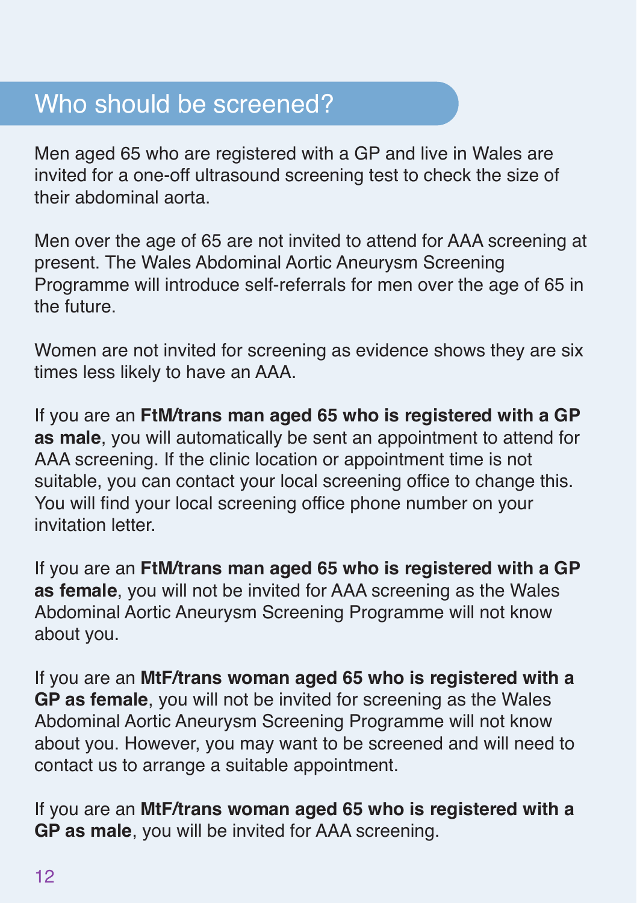## Who should be screened?

Men aged 65 who are registered with a GP and live in Wales are invited for a one-off ultrasound screening test to check the size of their abdominal aorta.

Men over the age of 65 are not invited to attend for AAA screening at present. The Wales Abdominal Aortic Aneurysm Screening Programme will introduce self-referrals for men over the age of 65 in the future.

Women are not invited for screening as evidence shows they are six times less likely to have an AAA.

If you are an **FtM/trans man aged 65 who is registered with a GP as male**, you will automatically be sent an appointment to attend for AAA screening. If the clinic location or appointment time is not suitable, you can contact your local screening office to change this. You will find your local screening office phone number on your invitation letter.

If you are an **FtM/trans man aged 65 who is registered with a GP as female**, you will not be invited for AAA screening as the Wales Abdominal Aortic Aneurysm Screening Programme will not know about you.

If you are an **MtF/trans woman aged 65 who is registered with a GP as female**, you will not be invited for screening as the Wales Abdominal Aortic Aneurysm Screening Programme will not know about you. However, you may want to be screened and will need to contact us to arrange a suitable appointment.

If you are an **MtF/trans woman aged 65 who is registered with a GP as male**, you will be invited for AAA screening.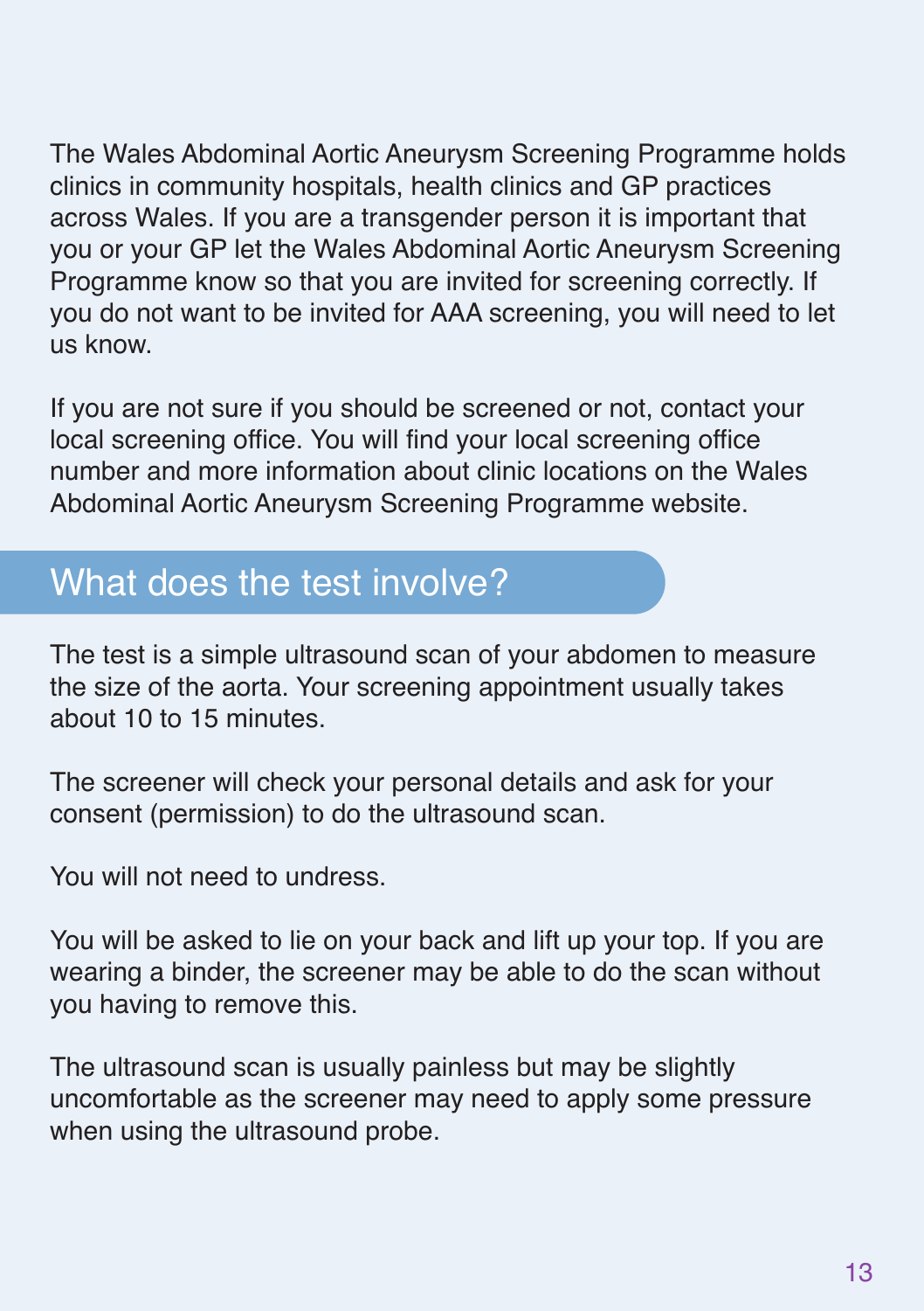The Wales Abdominal Aortic Aneurysm Screening Programme holds clinics in community hospitals, health clinics and GP practices across Wales. If you are a transgender person it is important that you or your GP let the Wales Abdominal Aortic Aneurysm Screening Programme know so that you are invited for screening correctly. If you do not want to be invited for AAA screening, you will need to let us know.

If you are not sure if you should be screened or not, contact your local screening office. You will find your local screening office number and more information about clinic locations on the Wales Abdominal Aortic Aneurysm Screening Programme website.

## What does the test involve?

The test is a simple ultrasound scan of your abdomen to measure the size of the aorta. Your screening appointment usually takes about 10 to 15 minutes.

The screener will check your personal details and ask for your consent (permission) to do the ultrasound scan.

You will not need to undress.

You will be asked to lie on your back and lift up your top. If you are wearing a binder, the screener may be able to do the scan without you having to remove this.

The ultrasound scan is usually painless but may be slightly uncomfortable as the screener may need to apply some pressure when using the ultrasound probe.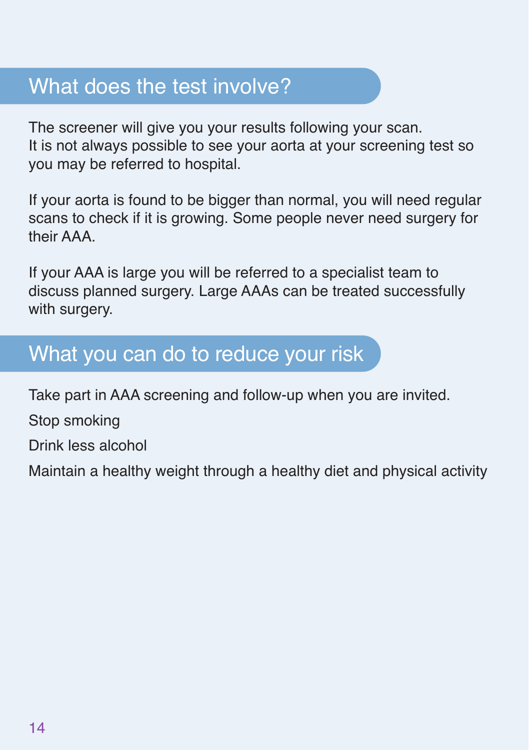## What does the test involve?

The screener will give you your results following your scan. It is not always possible to see your aorta at your screening test so you may be referred to hospital.

If your aorta is found to be bigger than normal, you will need regular scans to check if it is growing. Some people never need surgery for their AAA.

If your AAA is large you will be referred to a specialist team to discuss planned surgery. Large AAAs can be treated successfully with surgery.

## What you can do to reduce your risk

Take part in AAA screening and follow-up when you are invited.

Stop smoking

Drink less alcohol

Maintain a healthy weight through a healthy diet and physical activity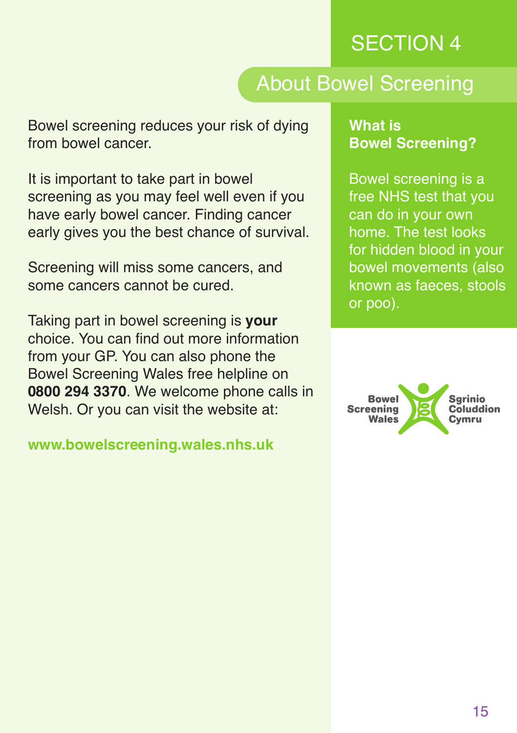# SECTION 4

## About Bowel Screening

Bowel screening reduces your risk of dying from bowel cancer.

It is important to take part in bowel screening as you may feel well even if you have early bowel cancer. Finding cancer early gives you the best chance of survival.

Screening will miss some cancers, and some cancers cannot be cured.

Taking part in bowel screening is **your** choice. You can find out more information from your GP. You can also phone the Bowel Screening Wales free helpline on **0800 294 3370**. We welcome phone calls in Welsh. Or you can visit the website at:

**www.bowelscreening.wales.nhs.uk**

### What is Bowel Screening?

Bowel screening is a free NHS test that you can do in your own home. The test looks for hidden blood in your bowel movements (also known as faeces, stools or poo).

Bowel Screening Wales | Sgrinio Coluddion Cymru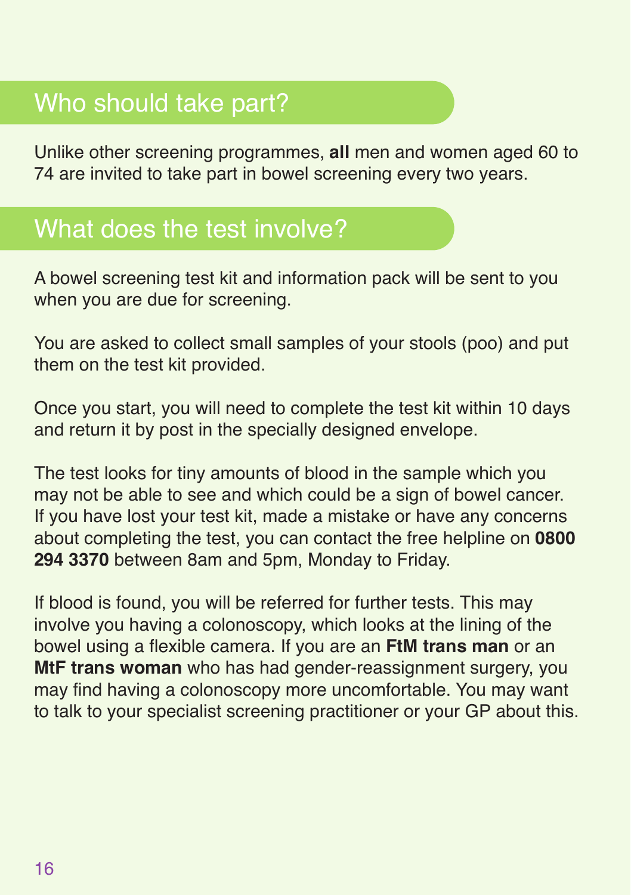## Who should take part?

Unlike other screening programmes, **all** men and women aged 60 to 74 are invited to take part in bowel screening every two years.

## What does the test involve?

A bowel screening test kit and information pack will be sent to you when you are due for screening.

You are asked to collect small samples of your stools (poo) and put them on the test kit provided.

Once you start, you will need to complete the test kit within 10 days and return it by post in the specially designed envelope.

The test looks for tiny amounts of blood in the sample which you may not be able to see and which could be a sign of bowel cancer. If you have lost your test kit, made a mistake or have any concerns about completing the test, you can contact the free helpline on **0800 294 3370** between 8am and 5pm, Monday to Friday.

If blood is found, you will be referred for further tests. This may involve you having a colonoscopy, which looks at the lining of the bowel using a flexible camera. If you are an **FtM trans man** or an **MtF trans woman** who has had gender-reassignment surgery, you may find having a colonoscopy more uncomfortable. You may want to talk to your specialist screening practitioner or your GP about this.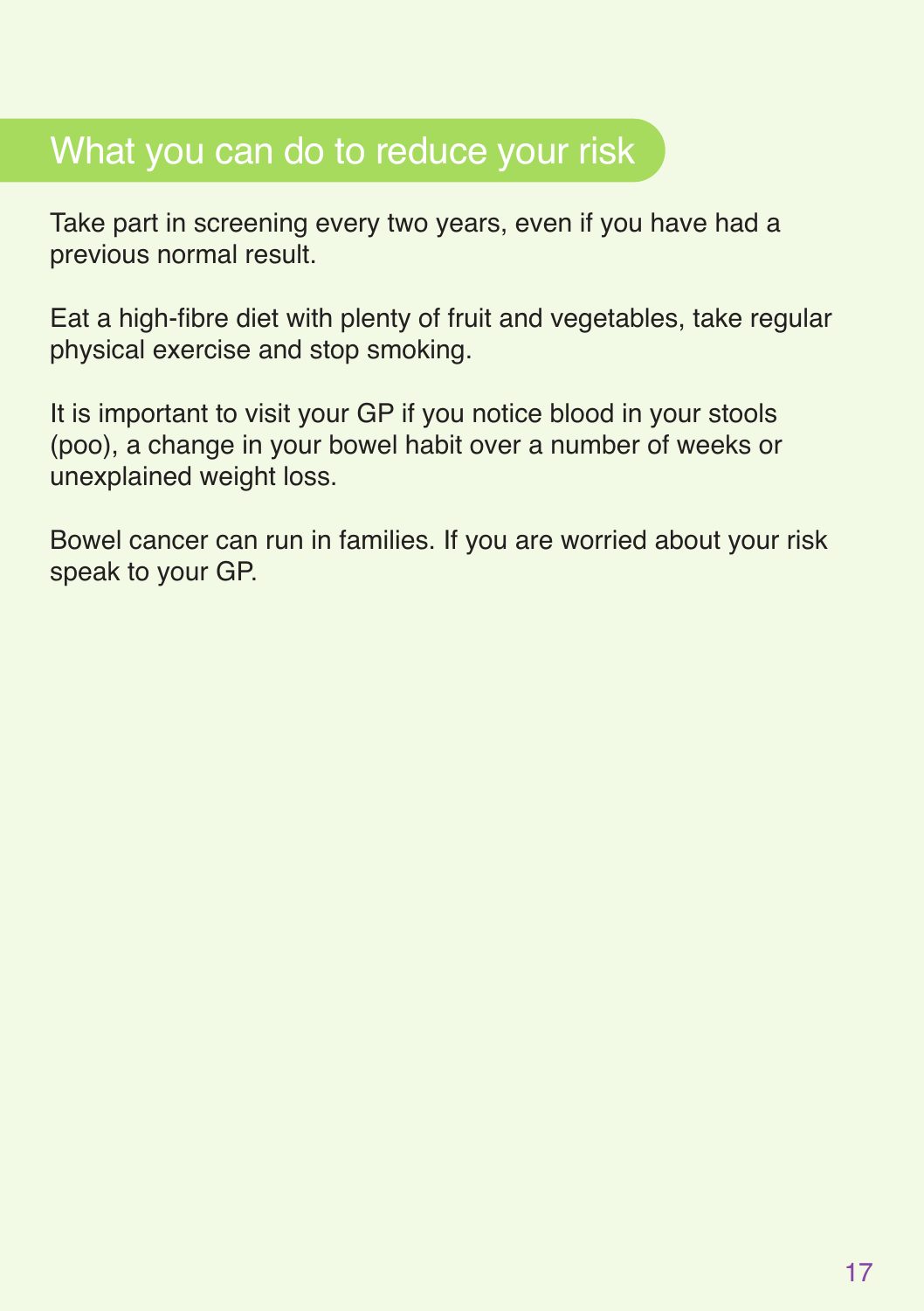## What you can do to reduce your risk

Take part in screening every two years, even if you have had a previous normal result.

Eat a high-fibre diet with plenty of fruit and vegetables, take regular physical exercise and stop smoking.

It is important to visit your GP if you notice blood in your stools (poo), a change in your bowel habit over a number of weeks or unexplained weight loss.

Bowel cancer can run in families. If you are worried about your risk speak to your GP.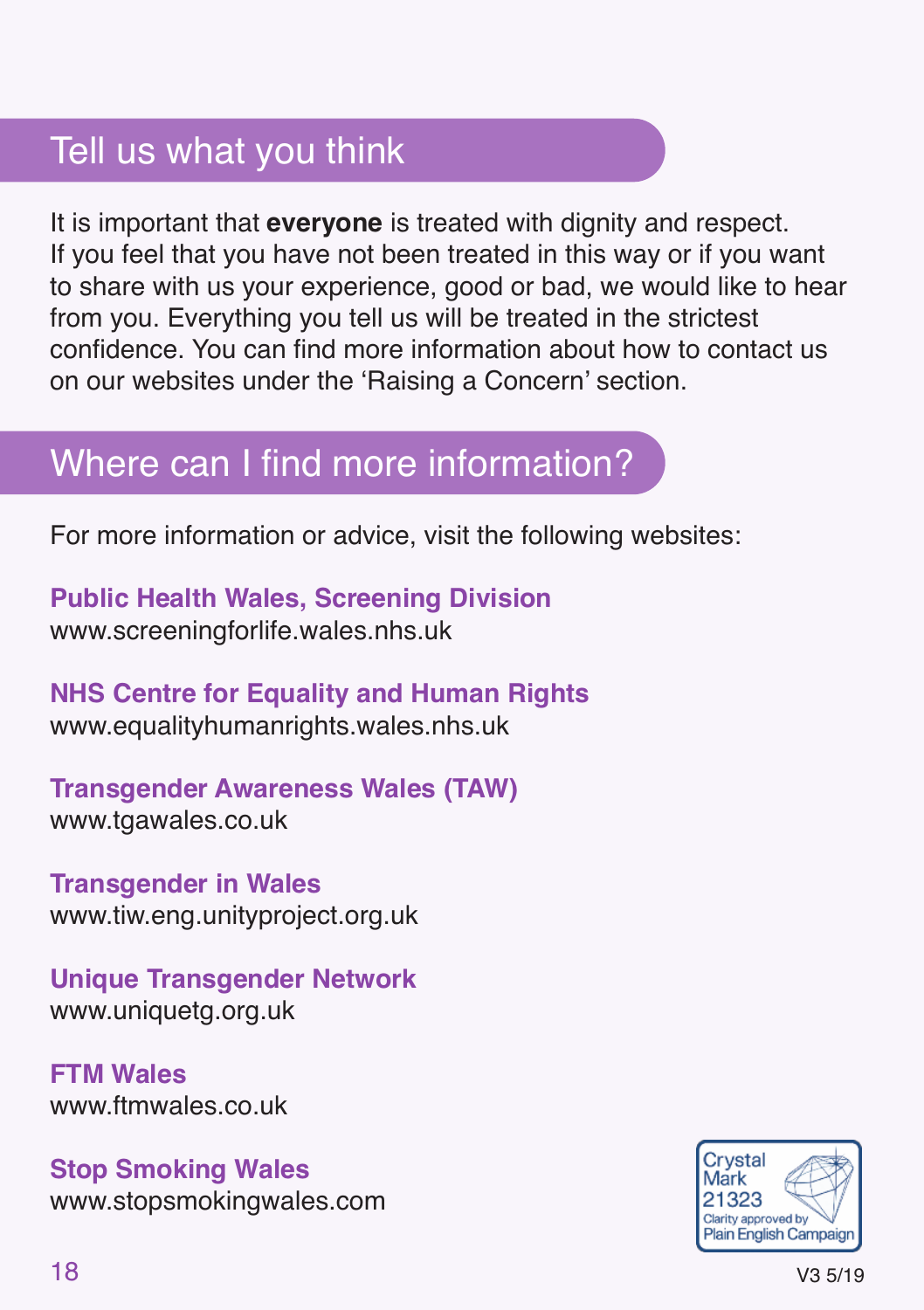## Tell us what you think

It is important that **everyone** is treated with dignity and respect. If you feel that you have not been treated in this way or if you want to share with us your experience, good or bad, we would like to hear from you. Everything you tell us will be treated in the strictest confidence. You can find more information about how to contact us on our websites under the 'Raising a Concern' section.

## Where can I find more information?

For more information or advice, visit the following websites:

**Public Health Wales, Screening Division**
www.screeningforlife.wales.nhs.uk

**NHS Centre for Equality and Human Rights**
www.equalityhumanrights.wales.nhs.uk

**Transgender Awareness Wales (TAW)**
www.tgawales.co.uk

**Transgender in Wales**
www.tiw.eng.unityproject.org.uk

**Unique Transgender Network**
www.uniquetg.org.uk

**FTM Wales**
www.ftmwales.co.uk

**Stop Smoking Wales**
www.stopsmokingwales.com

Crystal Mark 21323
Clarity approved by Plain English Campaign

V3 5/19